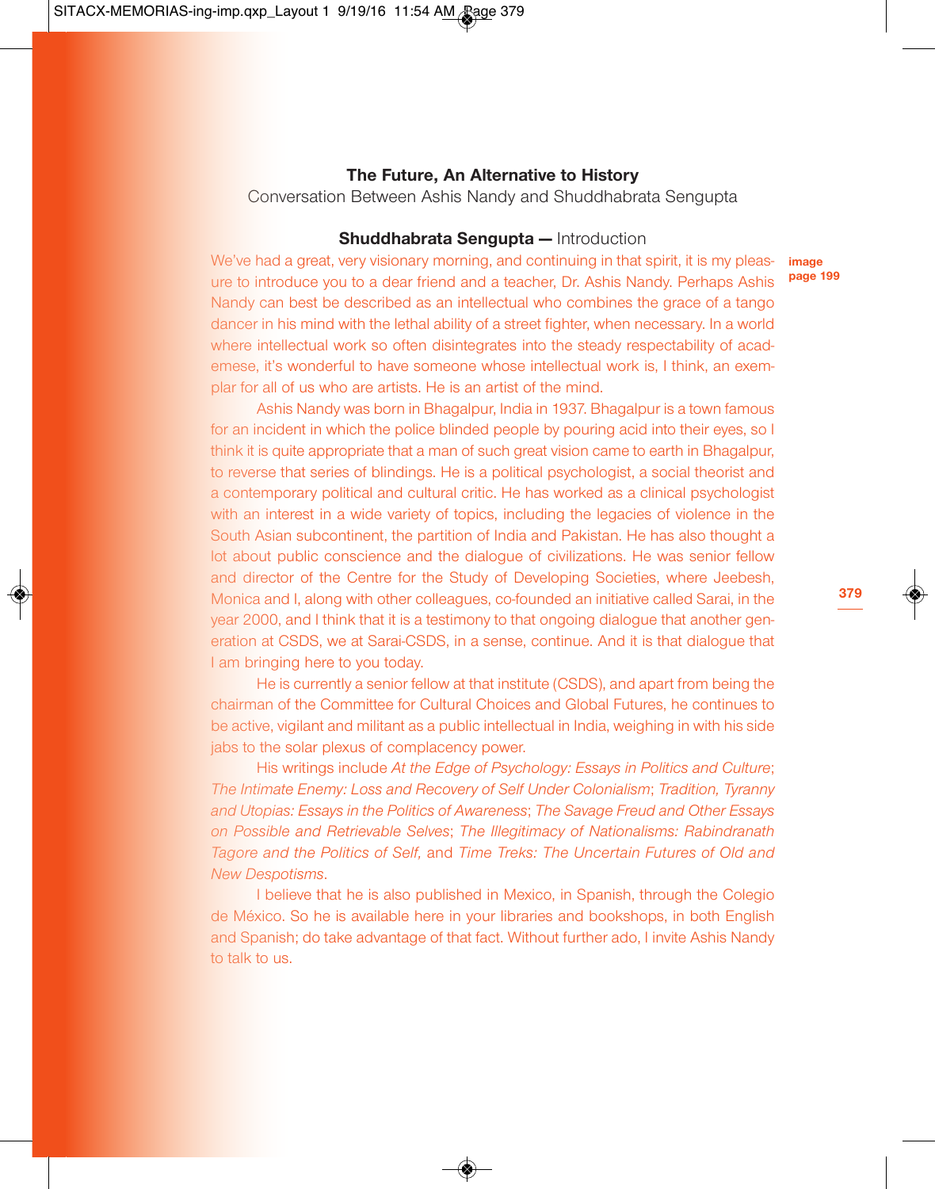## The Future, An Alternative to History

Conversation Between Ashis Nandy and Shuddhabrata Sengupta

### **Shuddhabrata Sengupta —** Introduction

**image page 199**

We've had a great, very visionary morning, and continuing in that spirit, it is my pleasure to introduce you to a dear friend and a teacher, Dr. Ashis Nandy. Perhaps Ashis Nandy can best be described as an intellectual who combines the grace of a tango dancer in his mind with the lethal ability of a street fighter, when necessary. In a world where intellectual work so often disintegrates into the steady respectability of academese, it's wonderful to have someone whose intellectual work is, I think, an exemplar for all of us who are artists. He is an artist of the mind.

Ashis Nandy was born in Bhagalpur, India in 1937. Bhagalpur is a town famous for an incident in which the police blinded people by pouring acid into their eyes, so I think it is quite appropriate that a man of such great vision came to earth in Bhagalpur, to reverse that series of blindings. He is a political psychologist, a social theorist and a contemporary political and cultural critic. He has worked as a clinical psychologist with an interest in a wide variety of topics, including the legacies of violence in the South Asian subcontinent, the partition of India and Pakistan. He has also thought a lot about public conscience and the dialogue of civilizations. He was senior fellow and director of the Centre for the Study of Developing Societies, where Jeebesh, Monica and I, along with other colleagues, co-founded an initiative called Sarai, in the year 2000, and I think that it is a testimony to that ongoing dialogue that another generation at CSDS, we at Sarai-CSDS, in a sense, continue. And it is that dialogue that I am bringing here to you today.

He is currently a senior fellow at that institute (CSDS), and apart from being the chairman of the Committee for Cultural Choices and Global Futures, he continues to be active, vigilant and militant as a public intellectual in India, weighing in with his side jabs to the solar plexus of complacency power.

His writings include *At the Edge of Psychology: Essays in Politics and Culture*; *The Intimate Enemy: Loss and Recovery of Self Under Colonialism*; *Tradition, Tyranny and Utopias: Essays in the Politics of Awareness*; *The Savage Freud and Other Essays on Possible and Retrievable Selves*; *The Illegitimacy of Nationalisms: Rabindranath Tagore and the Politics of Self,* and *Time Treks: The Uncertain Futures of Old and New Despotisms*.

I believe that he is also published in Mexico, in Spanish, through the Colegio de México. So he is available here in your libraries and bookshops, in both English and Spanish; do take advantage of that fact. Without further ado, I invite Ashis Nandy to talk to us.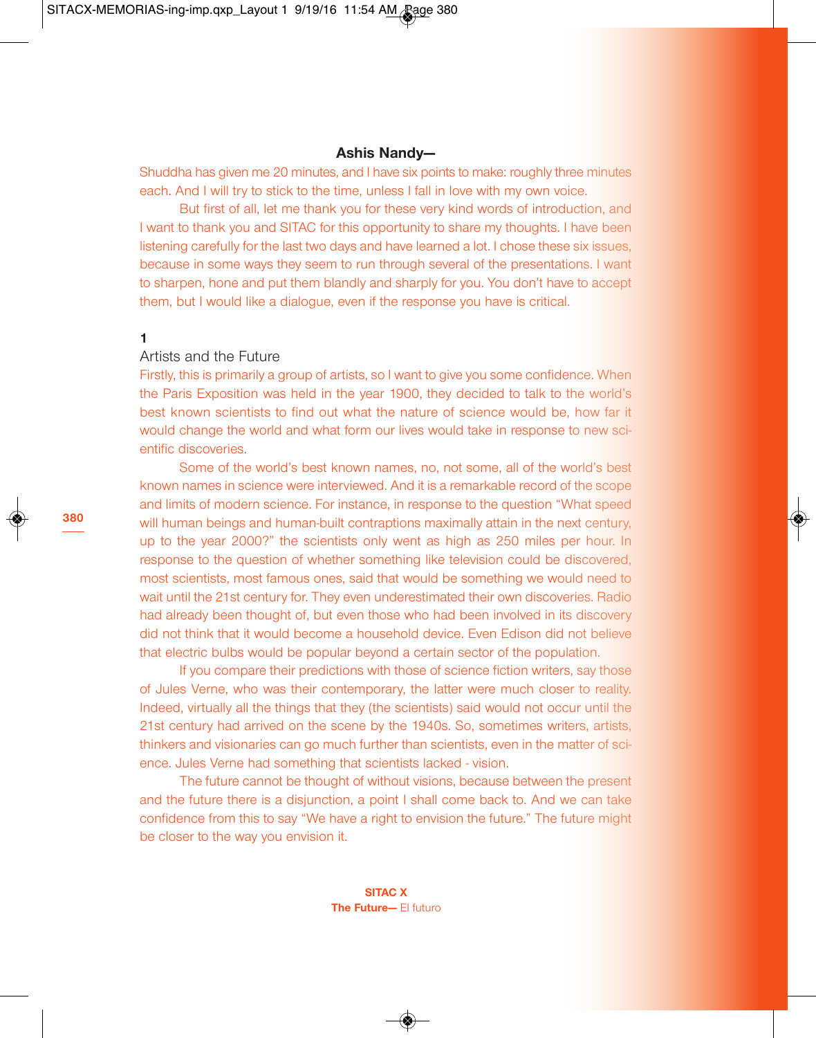**Ashis Nandy—**

Shuddha has given me 20 minutes, and I have six points to make: roughly three minutes each. And I will try to stick to the time, unless I fall in love with my own voice.

But first of all, let me thank you for these very kind words of introduction, and I want to thank you and SITAC for this opportunity to share my thoughts. I have been listening carefully for the last two days and have learned a lot. I chose these six issues, because in some ways they seem to run through several of the presentations. I want to sharpen, hone and put them blandly and sharply for you. You don't have to accept them, but I would like a dialogue, even if the response you have is critical.

**1**

## Artists and the Future

Firstly, this is primarily a group of artists, so I want to give you some confidence. When the Paris Exposition was held in the year 1900, they decided to talk to the world's best known scientists to find out what the nature of science would be, how far it would change the world and what form our lives would take in response to new scientific discoveries.

Some of the world's best known names, no, not some, all of the world's best known names in science were interviewed. And it is a remarkable record of the scope and limits of modern science. For instance, in response to the question "What speed will human beings and human-built contraptions maximally attain in the next century, up to the year 2000?" the scientists only went as high as 250 miles per hour. In response to the question of whether something like television could be discovered, most scientists, most famous ones, said that would be something we would need to wait until the 21st century for. They even underestimated their own discoveries. Radio had already been thought of, but even those who had been involved in its discovery did not think that it would become a household device. Even Edison did not believe that electric bulbs would be popular beyond a certain sector of the population.

If you compare their predictions with those of science fiction writers, say those of Jules Verne, who was their contemporary, the latter were much closer to reality. Indeed, virtually all the things that they (the scientists) said would not occur until the 21st century had arrived on the scene by the 1940s. So, sometimes writers, artists, thinkers and visionaries can go much further than scientists, even in the matter of science. Jules Verne had something that scientists lacked - vision.

The future cannot be thought of without visions, because between the present and the future there is a disjunction, a point I shall come back to. And we can take confidence from this to say "We have a right to envision the future." The future might be closer to the way you envision it.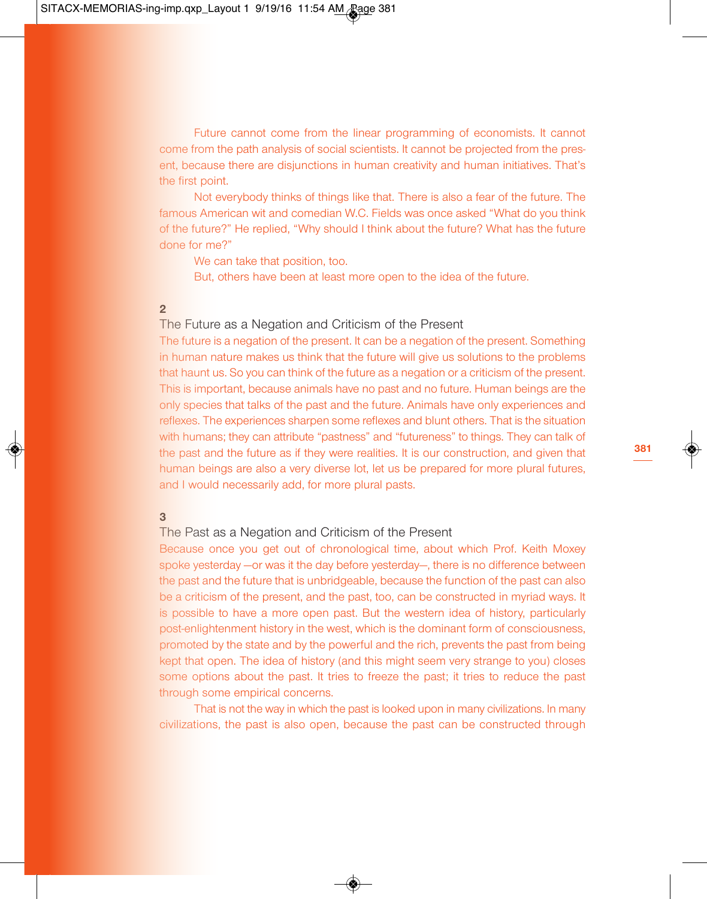Future cannot come from the linear programming of economists. It cannot come from the path analysis of social scientists. It cannot be projected from the present, because there are disjunctions in human creativity and human initiatives. That's the first point.

Not everybody thinks of things like that. There is also a fear of the future. The famous American wit and comedian W.C. Fields was once asked "What do you think of the future?" He replied, "Why should I think about the future? What has the future done for me?"

We can take that position, too.

But, others have been at least more open to the idea of the future.

## 2

## The Future as a Negation and Criticism of the Present

The future is a negation of the present. It can be a negation of the present. Something in human nature makes us think that the future will give us solutions to the problems that haunt us. So you can think of the future as a negation or a criticism of the present. This is important, because animals have no past and no future. Human beings are the only species that talks of the past and the future. Animals have only experiences and reflexes. The experiences sharpen some reflexes and blunt others. That is the situation with humans; they can attribute "pastness" and "futureness" to things. They can talk of the past and the future as if they were realities. It is our construction, and given that human beings are also a very diverse lot, let us be prepared for more plural futures, and I would necessarily add, for more plural pasts.

## 3

## The Past as a Negation and Criticism of the Present

Because once you get out of chronological time, about which Prof. Keith Moxey spoke yesterday —or was it the day before yesterday—, there is no difference between the past and the future that is unbridgeable, because the function of the past can also be a criticism of the present, and the past, too, can be constructed in myriad ways. It is possible to have a more open past. But the western idea of history, particularly post-enlightenment history in the west, which is the dominant form of consciousness, promoted by the state and by the powerful and the rich, prevents the past from being kept that open. The idea of history (and this might seem very strange to you) closes some options about the past. It tries to freeze the past; it tries to reduce the past through some empirical concerns.

That is not the way in which the past is looked upon in many civilizations. In many civilizations, the past is also open, because the past can be constructed through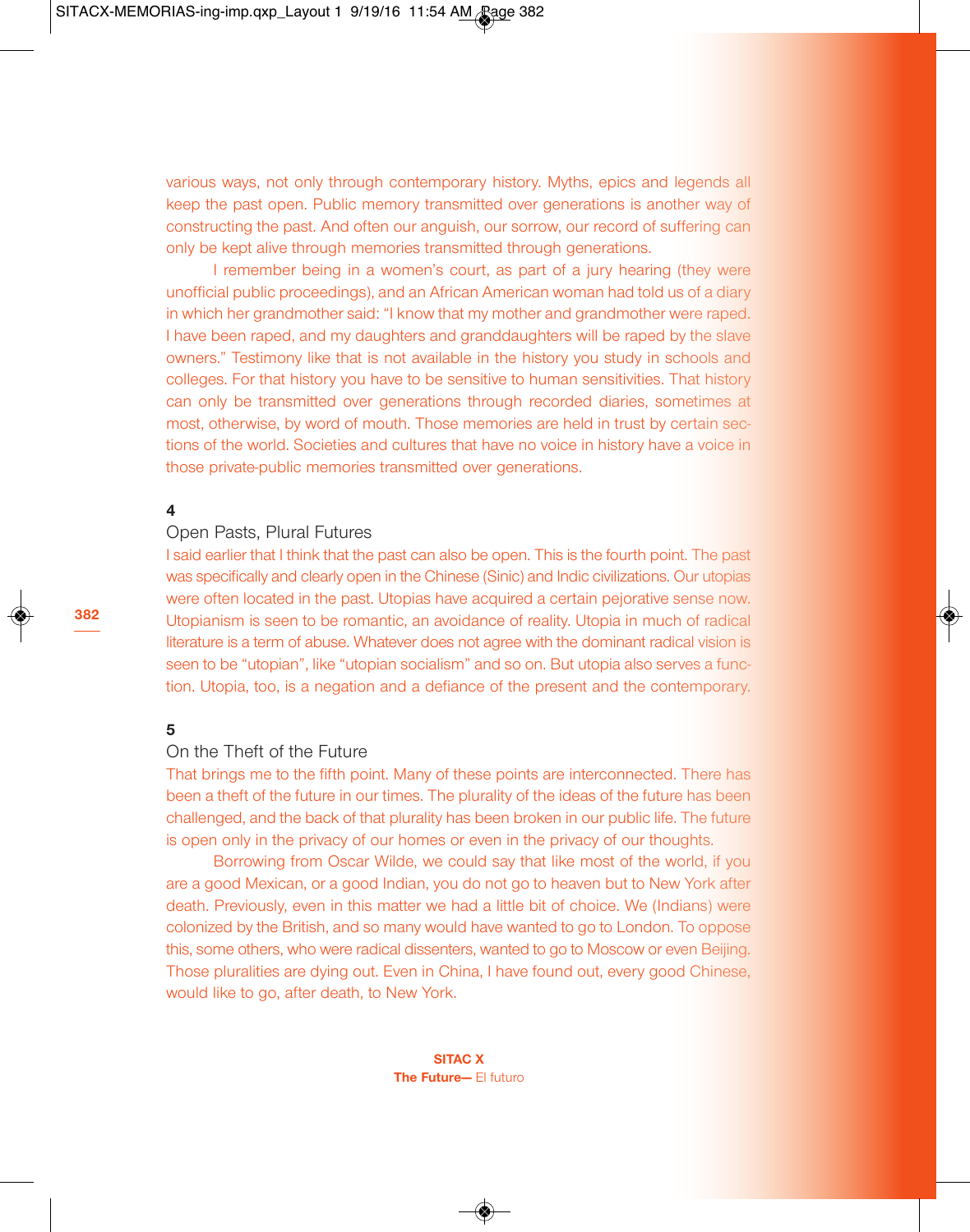various ways, not only through contemporary history. Myths, epics and legends all keep the past open. Public memory transmitted over generations is another way of constructing the past. And often our anguish, our sorrow, our record of suffering can only be kept alive through memories transmitted through generations.

I remember being in a women's court, as part of a jury hearing (they were unofficial public proceedings), and an African American woman had told us of a diary in which her grandmother said: "I know that my mother and grandmother were raped. I have been raped, and my daughters and granddaughters will be raped by the slave owners." Testimony like that is not available in the history you study in schools and colleges. For that history you have to be sensitive to human sensitivities. That history can only be transmitted over generations through recorded diaries, sometimes at most, otherwise, by word of mouth. Those memories are held in trust by certain sections of the world. Societies and cultures that have no voice in history have a voice in those private-public memories transmitted over generations.

## 4

### Open Pasts, Plural Futures

I said earlier that I think that the past can also be open. This is the fourth point. The past was specifically and clearly open in the Chinese (Sinic) and Indic civilizations. Our utopias were often located in the past. Utopias have acquired a certain pejorative sense now. Utopianism is seen to be romantic, an avoidance of reality. Utopia in much of radical literature is a term of abuse. Whatever does not agree with the dominant radical vision is seen to be "utopian", like "utopian socialism" and so on. But utopia also serves a function. Utopia, too, is a negation and a defiance of the present and the contemporary.

## 5

### On the Theft of the Future

That brings me to the fifth point. Many of these points are interconnected. There has been a theft of the future in our times. The plurality of the ideas of the future has been challenged, and the back of that plurality has been broken in our public life. The future is open only in the privacy of our homes or even in the privacy of our thoughts.

Borrowing from Oscar Wilde, we could say that like most of the world, if you are a good Mexican, or a good Indian, you do not go to heaven but to New York after death. Previously, even in this matter we had a little bit of choice. We (Indians) were colonized by the British, and so many would have wanted to go to London. To oppose this, some others, who were radical dissenters, wanted to go to Moscow or even Beijing. Those pluralities are dying out. Even in China, I have found out, every good Chinese, would like to go, after death, to New York.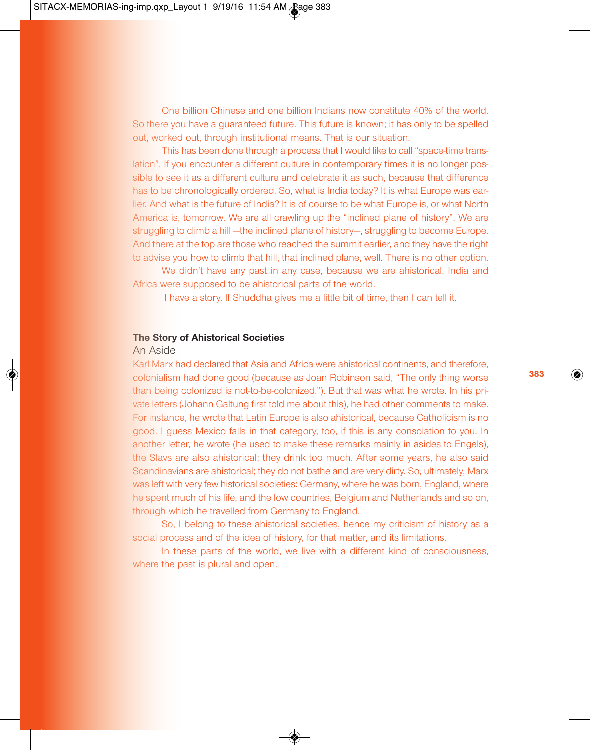One billion Chinese and one billion Indians now constitute 40% of the world. So there you have a guaranteed future. This future is known; it has only to be spelled out, worked out, through institutional means. That is our situation.

This has been done through a process that I would like to call "space-time translation". If you encounter a different culture in contemporary times it is no longer possible to see it as a different culture and celebrate it as such, because that difference has to be chronologically ordered. So, what is India today? It is what Europe was earlier. And what is the future of India? It is of course to be what Europe is, or what North America is, tomorrow. We are all crawling up the "inclined plane of history". We are struggling to climb a hill —the inclined plane of history—, struggling to become Europe. And there at the top are those who reached the summit earlier, and they have the right to advise you how to climb that hill, that inclined plane, well. There is no other option.

We didn't have any past in any case, because we are ahistorical. India and Africa were supposed to be ahistorical parts of the world.

I have a story. If Shuddha gives me a little bit of time, then I can tell it.

### The Story of Ahistorical Societies

An Aside

Karl Marx had declared that Asia and Africa were ahistorical continents, and therefore, colonialism had done good (because as Joan Robinson said, "The only thing worse than being colonized is not-to-be-colonized."). But that was what he wrote. In his private letters (Johann Galtung first told me about this), he had other comments to make. For instance, he wrote that Latin Europe is also ahistorical, because Catholicism is no good. I guess Mexico falls in that category, too, if this is any consolation to you. In another letter, he wrote (he used to make these remarks mainly in asides to Engels), the Slavs are also ahistorical; they drink too much. After some years, he also said Scandinavians are ahistorical; they do not bathe and are very dirty. So, ultimately, Marx was left with very few historical societies: Germany, where he was born, England, where he spent much of his life, and the low countries, Belgium and Netherlands and so on, through which he travelled from Germany to England.

So, I belong to these ahistorical societies, hence my criticism of history as a social process and of the idea of history, for that matter, and its limitations.

In these parts of the world, we live with a different kind of consciousness, where the past is plural and open.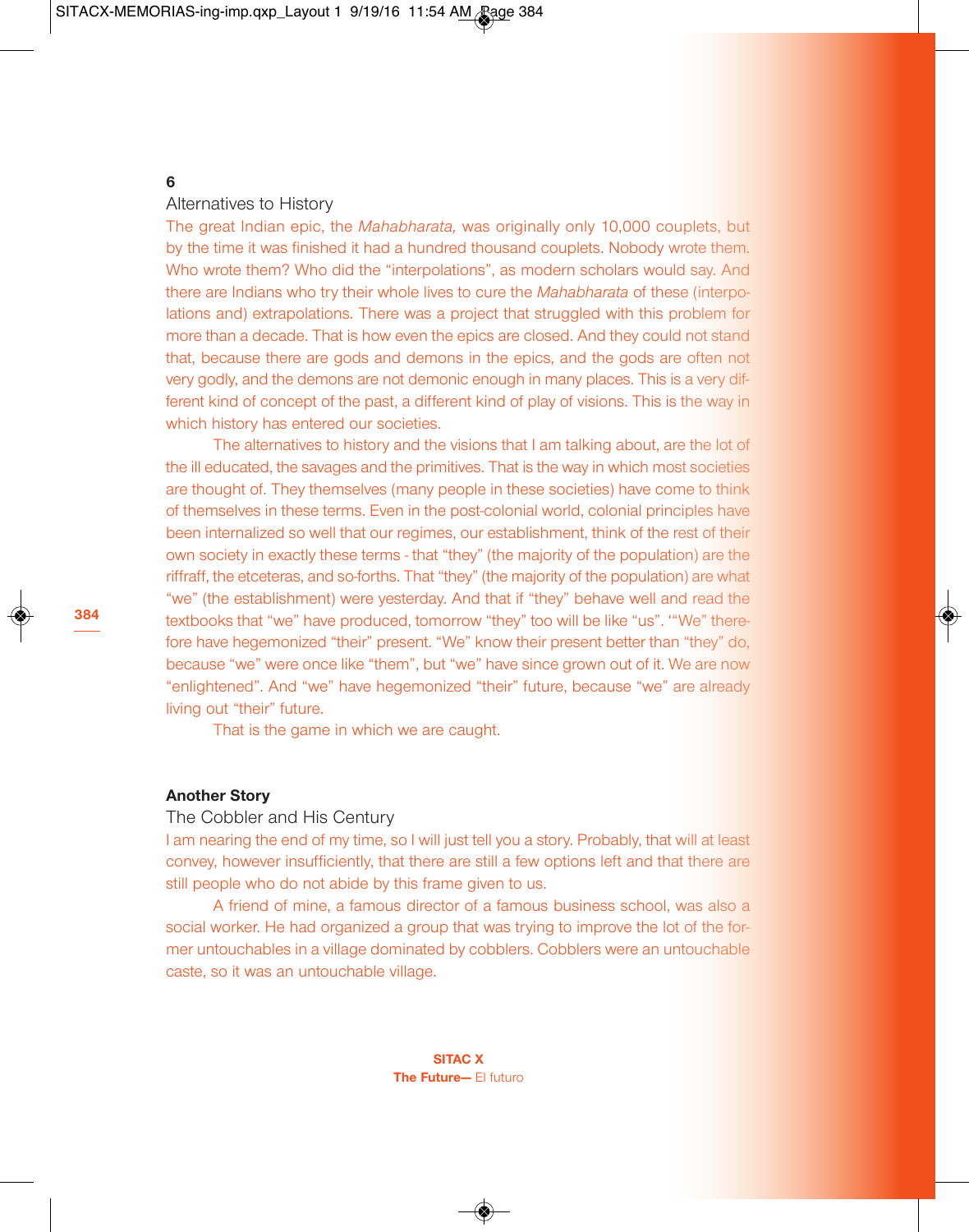**6**

Alternatives to History

The great Indian epic, the *Mahabharata,* was originally only 10,000 couplets, but by the time it was finished it had a hundred thousand couplets. Nobody wrote them. Who wrote them? Who did the "interpolations", as modern scholars would say. And there are Indians who try their whole lives to cure the *Mahabharata* of these (interpolations and) extrapolations. There was a project that struggled with this problem for more than a decade. That is how even the epics are closed. And they could not stand that, because there are gods and demons in the epics, and the gods are often not very godly, and the demons are not demonic enough in many places. This is a very different kind of concept of the past, a different kind of play of visions. This is the way in which history has entered our societies.

The alternatives to history and the visions that I am talking about, are the lot of the ill educated, the savages and the primitives. That is the way in which most societies are thought of. They themselves (many people in these societies) have come to think of themselves in these terms. Even in the post-colonial world, colonial principles have been internalized so well that our regimes, our establishment, think of the rest of their own society in exactly these terms - that "they" (the majority of the population) are the riffraff, the etceteras, and so-forths. That "they" (the majority of the population) are what "we" (the establishment) were yesterday. And that if "they" behave well and read the textbooks that "we" have produced, tomorrow "they" too will be like "us". '"We" therefore have hegemonized "their" present. "We" know their present better than "they" do, because "we" were once like "them", but "we" have since grown out of it. We are now "enlightened". And "we" have hegemonized "their" future, because "we" are already living out "their" future.

That is the game in which we are caught.

**Another Story**

The Cobbler and His Century

I am nearing the end of my time, so I will just tell you a story. Probably, that will at least convey, however insufficiently, that there are still a few options left and that there are still people who do not abide by this frame given to us.

A friend of mine, a famous director of a famous business school, was also a social worker. He had organized a group that was trying to improve the lot of the former untouchables in a village dominated by cobblers. Cobblers were an untouchable caste, so it was an untouchable village.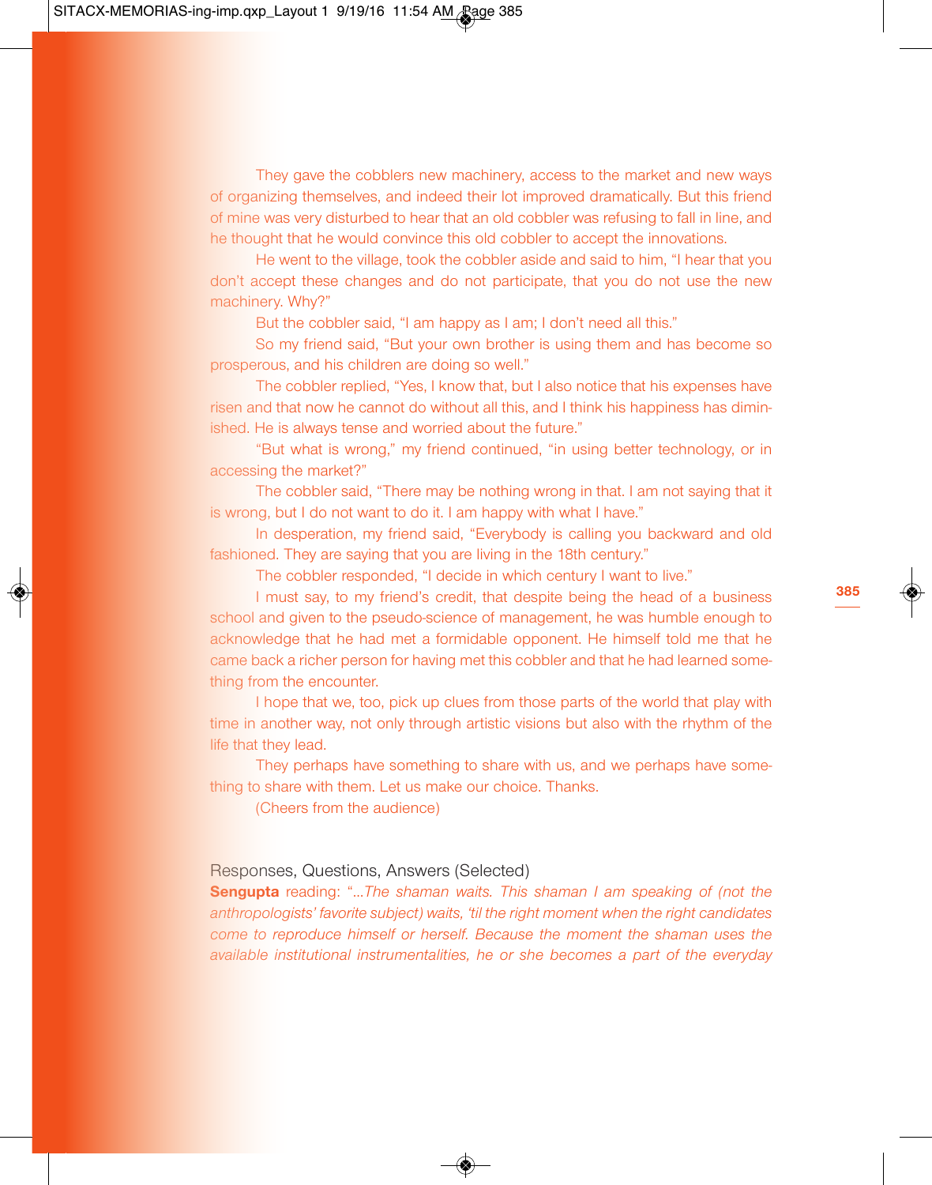They gave the cobblers new machinery, access to the market and new ways of organizing themselves, and indeed their lot improved dramatically. But this friend of mine was very disturbed to hear that an old cobbler was refusing to fall in line, and he thought that he would convince this old cobbler to accept the innovations.

He went to the village, took the cobbler aside and said to him, "I hear that you don't accept these changes and do not participate, that you do not use the new machinery. Why?"

But the cobbler said, "I am happy as I am; I don't need all this."

So my friend said, "But your own brother is using them and has become so prosperous, and his children are doing so well."

The cobbler replied, "Yes, I know that, but I also notice that his expenses have risen and that now he cannot do without all this, and I think his happiness has diminished. He is always tense and worried about the future."

"But what is wrong," my friend continued, "in using better technology, or in accessing the market?"

The cobbler said, "There may be nothing wrong in that. I am not saying that it is wrong, but I do not want to do it. I am happy with what I have."

In desperation, my friend said, "Everybody is calling you backward and old fashioned. They are saying that you are living in the 18th century."

The cobbler responded, "I decide in which century I want to live."

I must say, to my friend's credit, that despite being the head of a business school and given to the pseudo-science of management, he was humble enough to acknowledge that he had met a formidable opponent. He himself told me that he came back a richer person for having met this cobbler and that he had learned something from the encounter.

I hope that we, too, pick up clues from those parts of the world that play with time in another way, not only through artistic visions but also with the rhythm of the life that they lead.

They perhaps have something to share with us, and we perhaps have something to share with them. Let us make our choice. Thanks.

(Cheers from the audience)

## Responses, Questions, Answers (Selected)

**Sengupta** reading: "*...The shaman waits. This shaman I am speaking of (not the anthropologists' favorite subject) waits, 'til the right moment when the right candidates come to reproduce himself or herself. Because the moment the shaman uses the available institutional instrumentalities, he or she becomes a part of the everyday*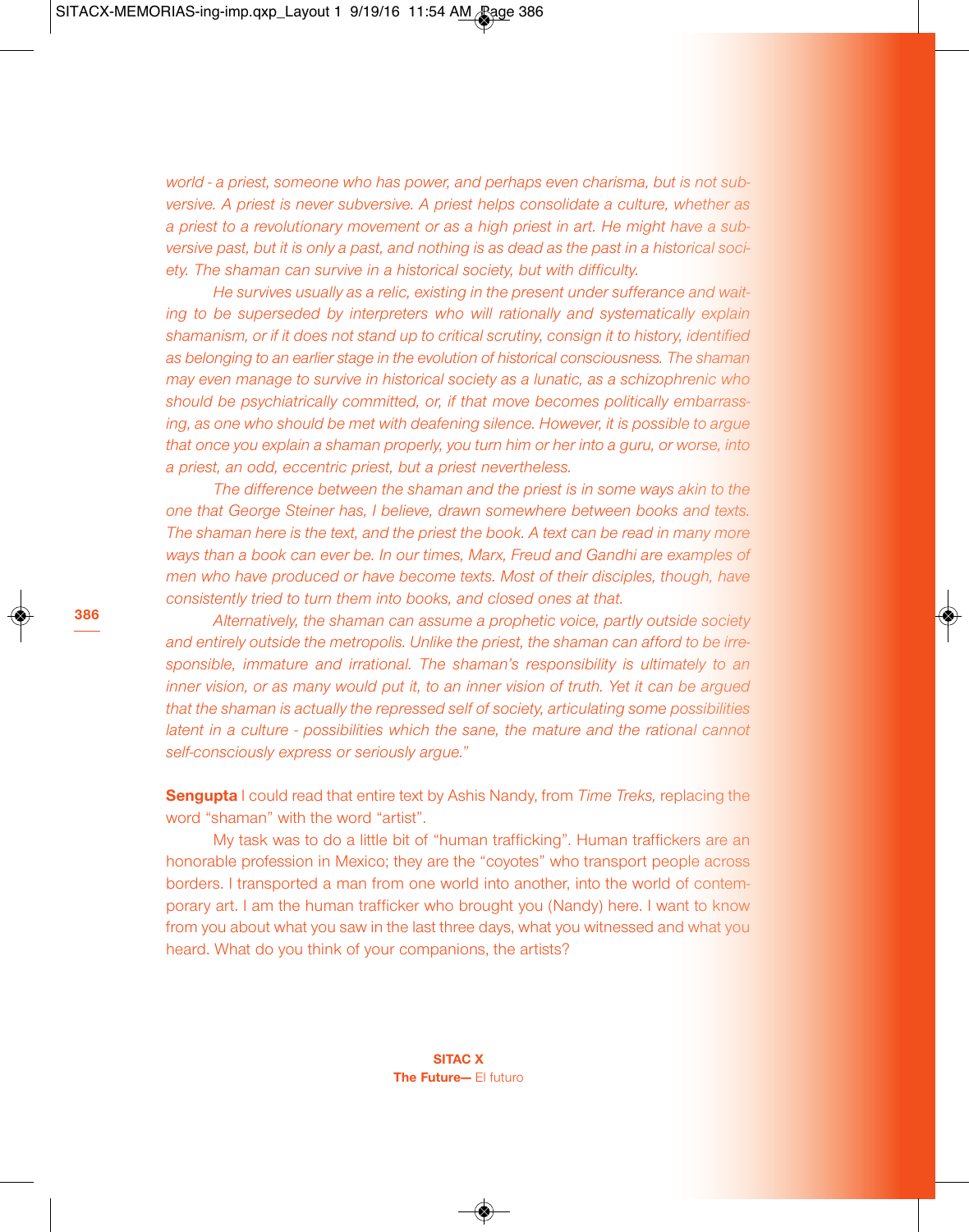*world - a priest, someone who has power, and perhaps even charisma, but is not subversive. A priest is never subversive. A priest helps consolidate a culture, whether as a priest to a revolutionary movement or as a high priest in art. He might have a subversive past, but it is only a past, and nothing is as dead as the past in a historical society. The shaman can survive in a historical society, but with difficulty.*

*He survives usually as a relic, existing in the present under sufferance and waiting to be superseded by interpreters who will rationally and systematically explain shamanism, or if it does not stand up to critical scrutiny, consign it to history, identified as belonging to an earlier stage in the evolution of historical consciousness. The shaman may even manage to survive in historical society as a lunatic, as a schizophrenic who should be psychiatrically committed, or, if that move becomes politically embarrassing, as one who should be met with deafening silence. However, it is possible to argue that once you explain a shaman properly, you turn him or her into a guru, or worse, into a priest, an odd, eccentric priest, but a priest nevertheless.*

*The difference between the shaman and the priest is in some ways akin to the one that George Steiner has, I believe, drawn somewhere between books and texts. The shaman here is the text, and the priest the book. A text can be read in many more ways than a book can ever be. In our times, Marx, Freud and Gandhi are examples of men who have produced or have become texts. Most of their disciples, though, have consistently tried to turn them into books, and closed ones at that.*

*Alternatively, the shaman can assume a prophetic voice, partly outside society and entirely outside the metropolis. Unlike the priest, the shaman can afford to be irresponsible, immature and irrational. The shaman's responsibility is ultimately to an inner vision, or as many would put it, to an inner vision of truth. Yet it can be argued that the shaman is actually the repressed self of society, articulating some possibilities latent in a culture - possibilities which the sane, the mature and the rational cannot self-consciously express or seriously argue.*"

**Sengupta** I could read that entire text by Ashis Nandy, from *Time Treks,* replacing the word "shaman" with the word "artist".

My task was to do a little bit of "human trafficking". Human traffickers are an honorable profession in Mexico; they are the "coyotes" who transport people across borders. I transported a man from one world into another, into the world of contemporary art. I am the human trafficker who brought you (Nandy) here. I want to know from you about what you saw in the last three days, what you witnessed and what you heard. What do you think of your companions, the artists?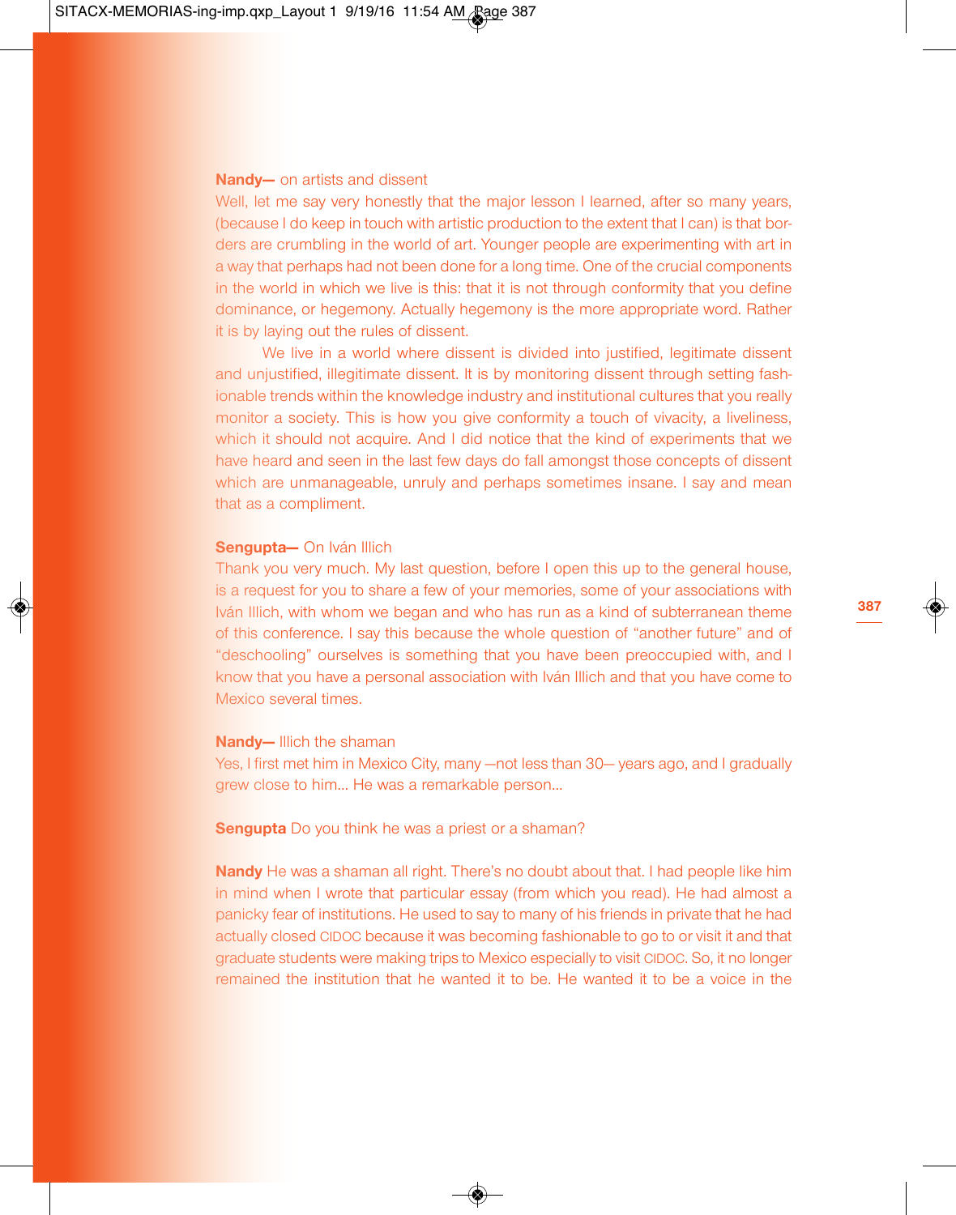**Nandy—** on artists and dissent

Well, let me say very honestly that the major lesson I learned, after so many years, (because I do keep in touch with artistic production to the extent that I can) is that borders are crumbling in the world of art. Younger people are experimenting with art in a way that perhaps had not been done for a long time. One of the crucial components in the world in which we live is this: that it is not through conformity that you define dominance, or hegemony. Actually hegemony is the more appropriate word. Rather it is by laying out the rules of dissent.

We live in a world where dissent is divided into justified, legitimate dissent and unjustified, illegitimate dissent. It is by monitoring dissent through setting fashionable trends within the knowledge industry and institutional cultures that you really monitor a society. This is how you give conformity a touch of vivacity, a liveliness, which it should not acquire. And I did notice that the kind of experiments that we have heard and seen in the last few days do fall amongst those concepts of dissent which are unmanageable, unruly and perhaps sometimes insane. I say and mean that as a compliment.

**Sengupta—** On Iván Illich

Thank you very much. My last question, before I open this up to the general house, is a request for you to share a few of your memories, some of your associations with Iván Illich, with whom we began and who has run as a kind of subterranean theme of this conference. I say this because the whole question of "another future" and of "deschooling" ourselves is something that you have been preoccupied with, and I know that you have a personal association with Iván Illich and that you have come to Mexico several times.

**Nandy—** Illich the shaman

Yes, I first met him in Mexico City, many —not less than 30— years ago, and I gradually grew close to him... He was a remarkable person...

**Sengupta** Do you think he was a priest or a shaman?

**Nandy** He was a shaman all right. There's no doubt about that. I had people like him in mind when I wrote that particular essay (from which you read). He had almost a panicky fear of institutions. He used to say to many of his friends in private that he had actually closed CIDOC because it was becoming fashionable to go to or visit it and that graduate students were making trips to Mexico especially to visit CIDOC. So, it no longer remained the institution that he wanted it to be. He wanted it to be a voice in the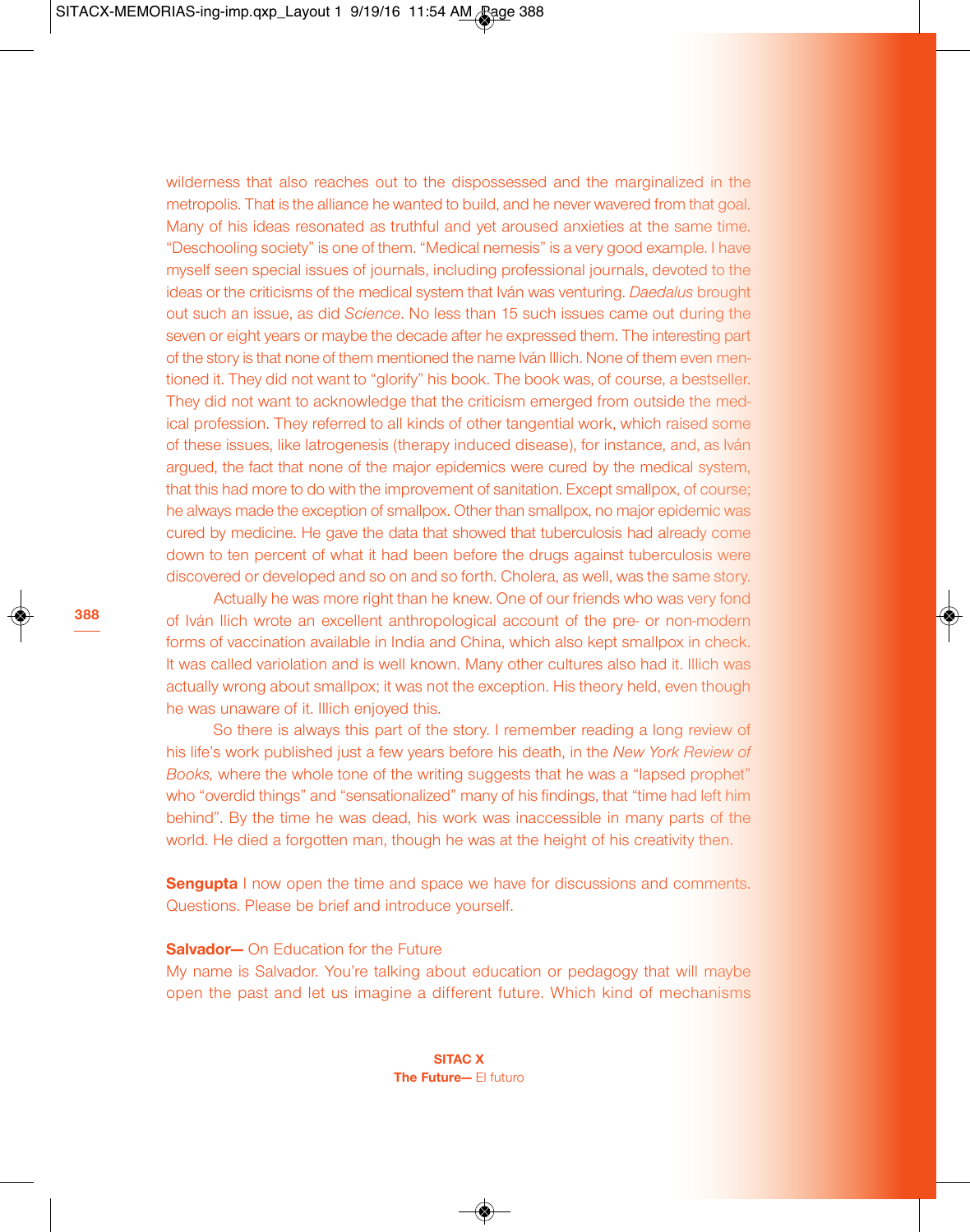wilderness that also reaches out to the dispossessed and the marginalized in the metropolis. That is the alliance he wanted to build, and he never wavered from that goal. Many of his ideas resonated as truthful and yet aroused anxieties at the same time. "Deschooling society" is one of them. "Medical nemesis" is a very good example. I have myself seen special issues of journals, including professional journals, devoted to the ideas or the criticisms of the medical system that Iván was venturing. *Daedalus* brought out such an issue, as did *Science*. No less than 15 such issues came out during the seven or eight years or maybe the decade after he expressed them. The interesting part of the story is that none of them mentioned the name Iván Illich. None of them even mentioned it. They did not want to "glorify" his book. The book was, of course, a bestseller. They did not want to acknowledge that the criticism emerged from outside the medical profession. They referred to all kinds of other tangential work, which raised some of these issues, like Iatrogenesis (therapy induced disease), for instance, and, as Iván argued, the fact that none of the major epidemics were cured by the medical system, that this had more to do with the improvement of sanitation. Except smallpox, of course; he always made the exception of smallpox. Other than smallpox, no major epidemic was cured by medicine. He gave the data that showed that tuberculosis had already come down to ten percent of what it had been before the drugs against tuberculosis were discovered or developed and so on and so forth. Cholera, as well, was the same story.

Actually he was more right than he knew. One of our friends who was very fond of Iván Ilich wrote an excellent anthropological account of the pre- or non-modern forms of vaccination available in India and China, which also kept smallpox in check. It was called variolation and is well known. Many other cultures also had it. Illich was actually wrong about smallpox; it was not the exception. His theory held, even though he was unaware of it. Illich enjoyed this.

So there is always this part of the story. I remember reading a long review of his life's work published just a few years before his death, in the *New York Review of Books,* where the whole tone of the writing suggests that he was a "lapsed prophet" who "overdid things" and "sensationalized" many of his findings, that "time had left him behind". By the time he was dead, his work was inaccessible in many parts of the world. He died a forgotten man, though he was at the height of his creativity then.

**Sengupta** I now open the time and space we have for discussions and comments. Questions. Please be brief and introduce yourself.

**Salvador—** On Education for the Future

My name is Salvador. You're talking about education or pedagogy that will maybe open the past and let us imagine a different future. Which kind of mechanisms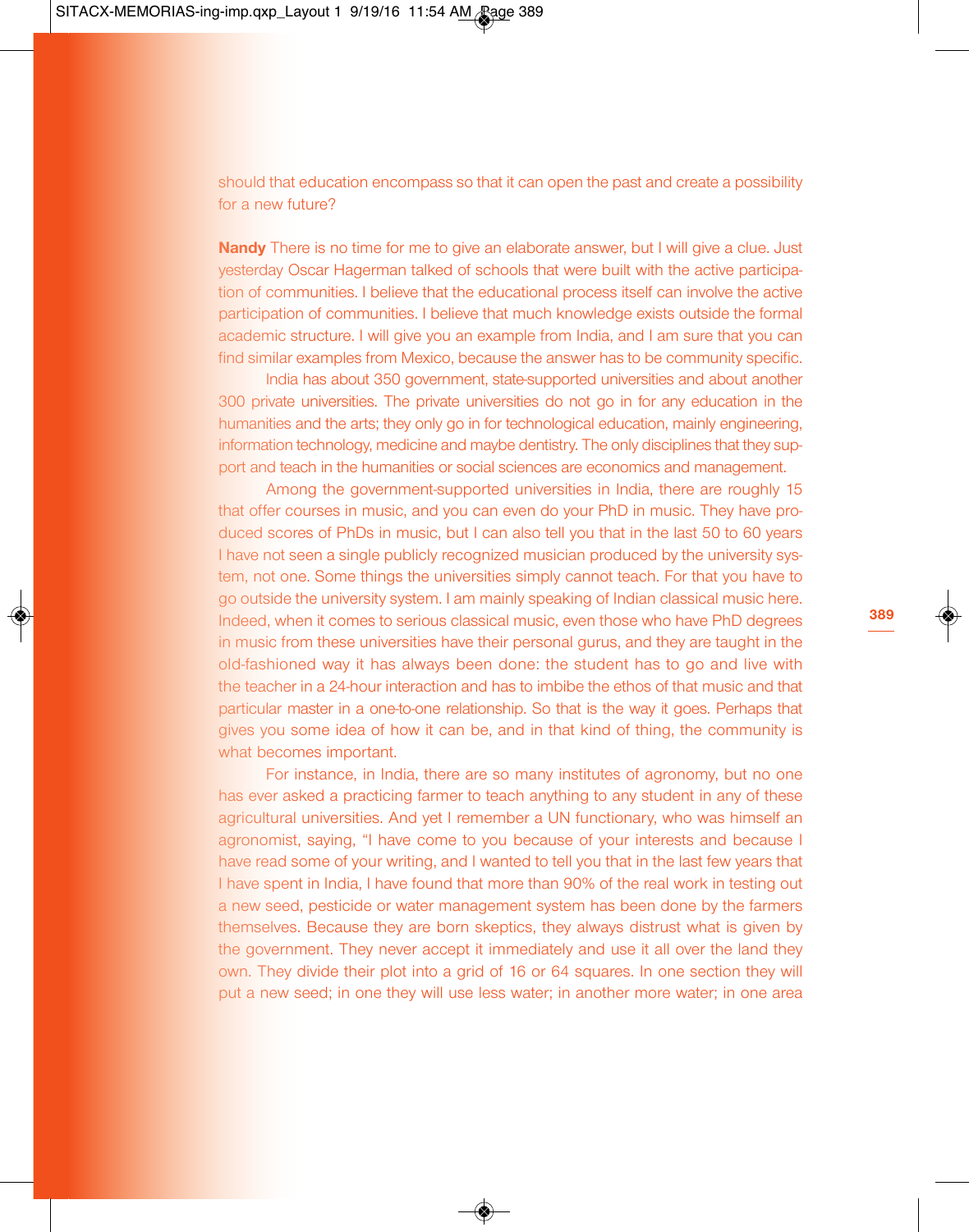should that education encompass so that it can open the past and create a possibility for a new future?

**Nandy** There is no time for me to give an elaborate answer, but I will give a clue. Just yesterday Oscar Hagerman talked of schools that were built with the active participation of communities. I believe that the educational process itself can involve the active participation of communities. I believe that much knowledge exists outside the formal academic structure. I will give you an example from India, and I am sure that you can find similar examples from Mexico, because the answer has to be community specific.

India has about 350 government, state-supported universities and about another 300 private universities. The private universities do not go in for any education in the humanities and the arts; they only go in for technological education, mainly engineering, information technology, medicine and maybe dentistry. The only disciplines that they support and teach in the humanities or social sciences are economics and management.

Among the government-supported universities in India, there are roughly 15 that offer courses in music, and you can even do your PhD in music. They have produced scores of PhDs in music, but I can also tell you that in the last 50 to 60 years I have not seen a single publicly recognized musician produced by the university system, not one. Some things the universities simply cannot teach. For that you have to go outside the university system. I am mainly speaking of Indian classical music here. Indeed, when it comes to serious classical music, even those who have PhD degrees in music from these universities have their personal gurus, and they are taught in the old-fashioned way it has always been done: the student has to go and live with the teacher in a 24-hour interaction and has to imbibe the ethos of that music and that particular master in a one-to-one relationship. So that is the way it goes. Perhaps that gives you some idea of how it can be, and in that kind of thing, the community is what becomes important.

For instance, in India, there are so many institutes of agronomy, but no one has ever asked a practicing farmer to teach anything to any student in any of these agricultural universities. And yet I remember a UN functionary, who was himself an agronomist, saying, "I have come to you because of your interests and because I have read some of your writing, and I wanted to tell you that in the last few years that I have spent in India, I have found that more than 90% of the real work in testing out a new seed, pesticide or water management system has been done by the farmers themselves. Because they are born skeptics, they always distrust what is given by the government. They never accept it immediately and use it all over the land they own. They divide their plot into a grid of 16 or 64 squares. In one section they will put a new seed; in one they will use less water; in another more water; in one area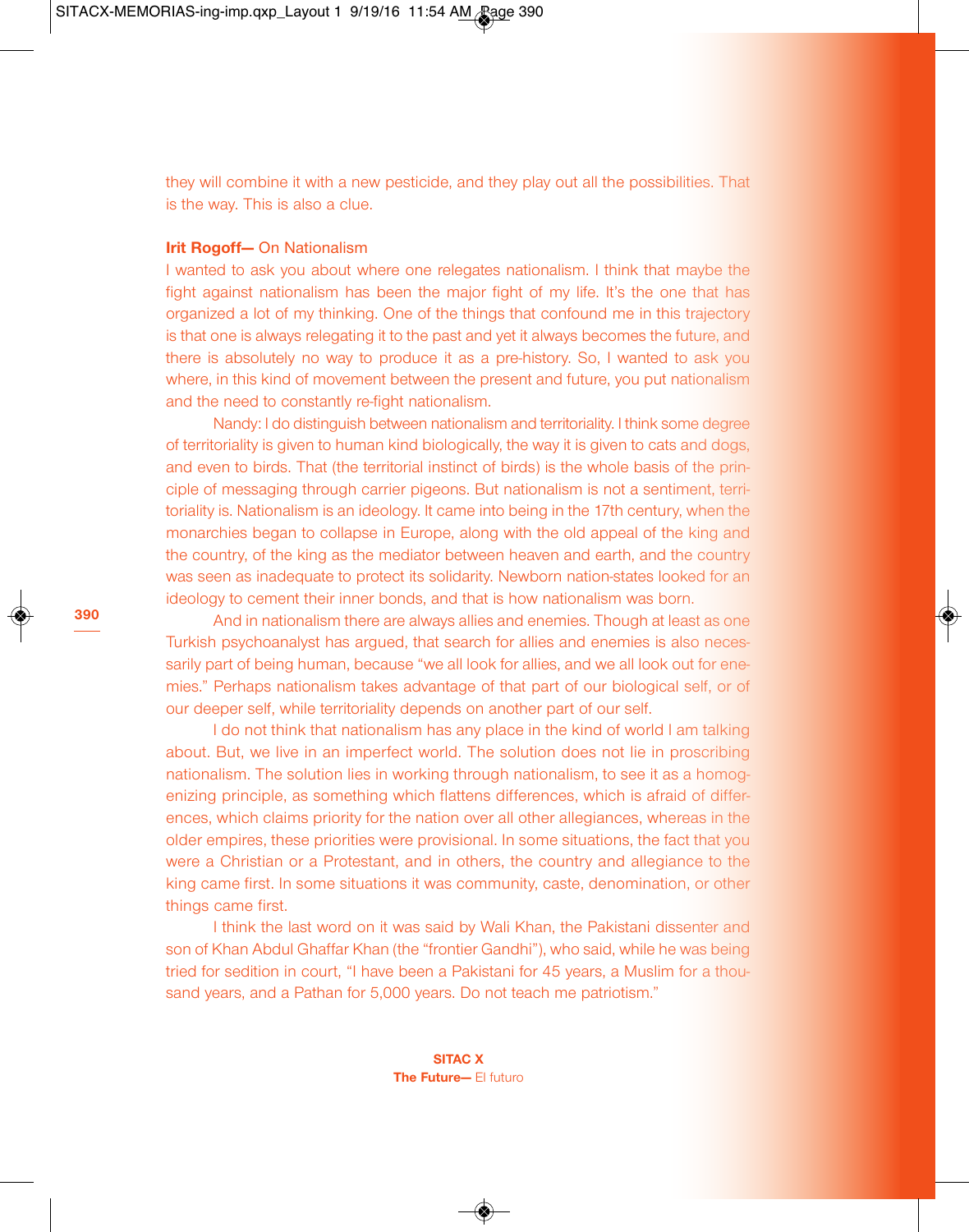they will combine it with a new pesticide, and they play out all the possibilities. That is the way. This is also a clue.

**Irit Rogoff—** On Nationalism

I wanted to ask you about where one relegates nationalism. I think that maybe the fight against nationalism has been the major fight of my life. It's the one that has organized a lot of my thinking. One of the things that confound me in this trajectory is that one is always relegating it to the past and yet it always becomes the future, and there is absolutely no way to produce it as a pre-history. So, I wanted to ask you where, in this kind of movement between the present and future, you put nationalism and the need to constantly re-fight nationalism.

Nandy: I do distinguish between nationalism and territoriality. I think some degree of territoriality is given to human kind biologically, the way it is given to cats and dogs, and even to birds. That (the territorial instinct of birds) is the whole basis of the principle of messaging through carrier pigeons. But nationalism is not a sentiment, territoriality is. Nationalism is an ideology. It came into being in the 17th century, when the monarchies began to collapse in Europe, along with the old appeal of the king and the country, of the king as the mediator between heaven and earth, and the country was seen as inadequate to protect its solidarity. Newborn nation-states looked for an ideology to cement their inner bonds, and that is how nationalism was born.

And in nationalism there are always allies and enemies. Though at least as one Turkish psychoanalyst has argued, that search for allies and enemies is also necessarily part of being human, because "we all look for allies, and we all look out for enemies." Perhaps nationalism takes advantage of that part of our biological self, or of our deeper self, while territoriality depends on another part of our self.

I do not think that nationalism has any place in the kind of world I am talking about. But, we live in an imperfect world. The solution does not lie in proscribing nationalism. The solution lies in working through nationalism, to see it as a homogenizing principle, as something which flattens differences, which is afraid of differences, which claims priority for the nation over all other allegiances, whereas in the older empires, these priorities were provisional. In some situations, the fact that you were a Christian or a Protestant, and in others, the country and allegiance to the king came first. In some situations it was community, caste, denomination, or other things came first.

I think the last word on it was said by Wali Khan, the Pakistani dissenter and son of Khan Abdul Ghaffar Khan (the "frontier Gandhi"), who said, while he was being tried for sedition in court, "I have been a Pakistani for 45 years, a Muslim for a thousand years, and a Pathan for 5,000 years. Do not teach me patriotism."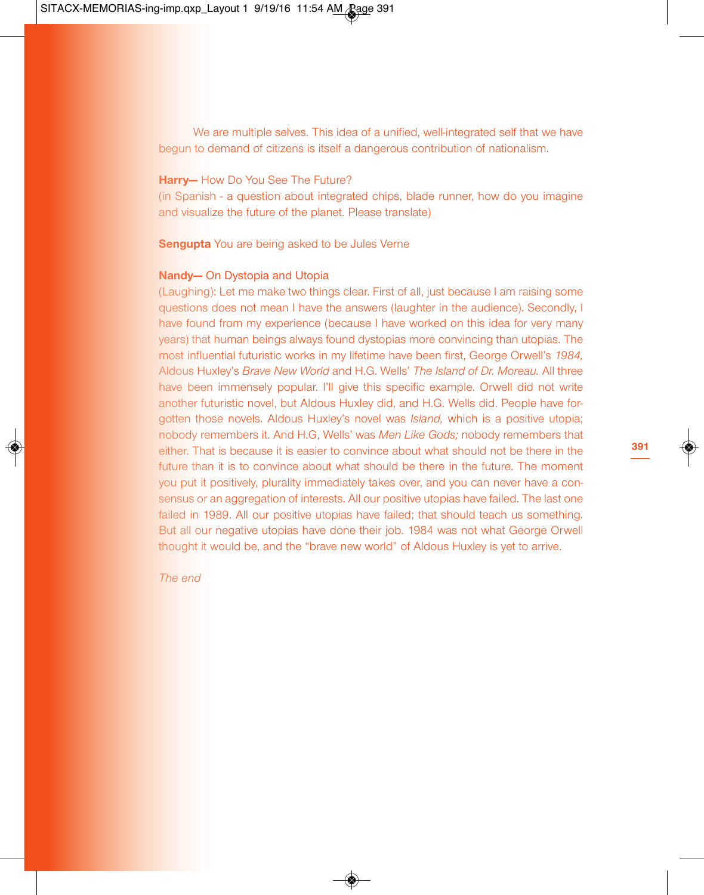We are multiple selves. This idea of a unified, well-integrated self that we have begun to demand of citizens is itself a dangerous contribution of nationalism.

**Harry—** How Do You See The Future?
(in Spanish - a question about integrated chips, blade runner, how do you imagine and visualize the future of the planet. Please translate)

**Sengupta** You are being asked to be Jules Verne

**Nandy—** On Dystopia and Utopia
(Laughing): Let me make two things clear. First of all, just because I am raising some questions does not mean I have the answers (laughter in the audience). Secondly, I have found from my experience (because I have worked on this idea for very many years) that human beings always found dystopias more convincing than utopias. The most influential futuristic works in my lifetime have been first, George Orwell's *1984,* Aldous Huxley's *Brave New World* and H.G. Wells' *The Island of Dr. Moreau.* All three have been immensely popular. I'll give this specific example. Orwell did not write another futuristic novel, but Aldous Huxley did, and H.G. Wells did. People have forgotten those novels. Aldous Huxley's novel was *Island,* which is a positive utopia; nobody remembers it. And H.G, Wells' was *Men Like Gods;* nobody remembers that either. That is because it is easier to convince about what should not be there in the future than it is to convince about what should be there in the future. The moment you put it positively, plurality immediately takes over, and you can never have a consensus or an aggregation of interests. All our positive utopias have failed. The last one failed in 1989. All our positive utopias have failed; that should teach us something. But all our negative utopias have done their job. 1984 was not what George Orwell thought it would be, and the "brave new world" of Aldous Huxley is yet to arrive.

*The end*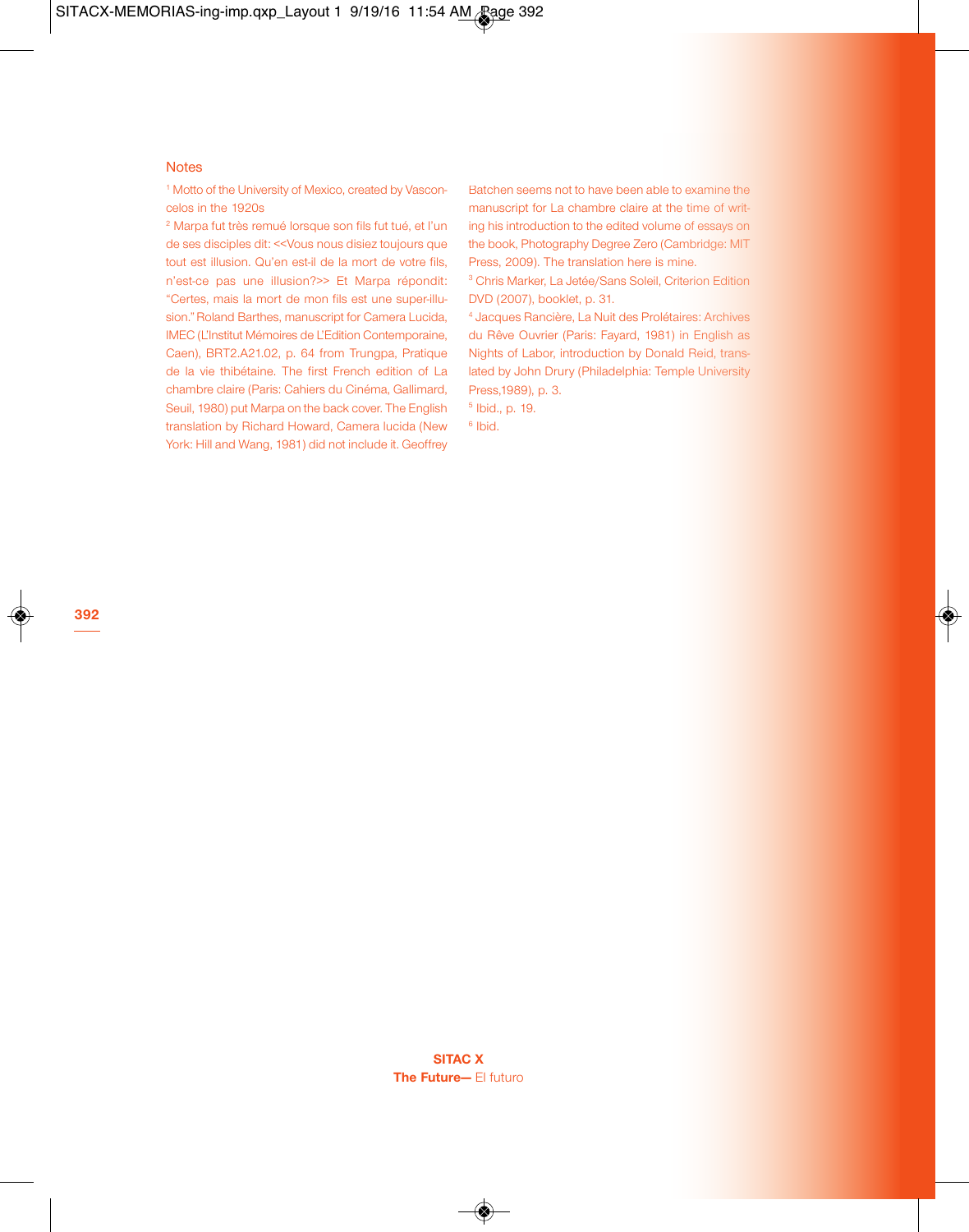## Notes

[1] Motto of the University of Mexico, created by Vasconcelos in the 1920s

[2] Marpa fut très remué lorsque son fils fut tué, et l'un de ses disciples dit: <<Vous nous disiez toujours que tout est illusion. Qu'en est-il de la mort de votre fils, n'est-ce pas une illusion?>> Et Marpa répondit: "Certes, mais la mort de mon fils est une super-illusion." Roland Barthes, manuscript for Camera Lucida, IMEC (L'Institut Mémoires de L'Edition Contemporaine, Caen), BRT2.A21.02, p. 64 from Trungpa, Pratique de la vie thibétaine. The first French edition of La chambre claire (Paris: Cahiers du Cinéma, Gallimard, Seuil, 1980) put Marpa on the back cover. The English translation by Richard Howard, Camera lucida (New York: Hill and Wang, 1981) did not include it. Geoffrey Batchen seems not to have been able to examine the manuscript for La chambre claire at the time of writing his introduction to the edited volume of essays on the book, Photography Degree Zero (Cambridge: MIT Press, 2009). The translation here is mine.

[3] Chris Marker, La Jetée/Sans Soleil, Criterion Edition DVD (2007), booklet, p. 31.

[4] Jacques Rancière, La Nuit des Prolétaires: Archives du Rêve Ouvrier (Paris: Fayard, 1981) in English as Nights of Labor, introduction by Donald Reid, translated by John Drury (Philadelphia: Temple University Press,1989), p. 3.

[5] Ibid., p. 19.

[6] Ibid.